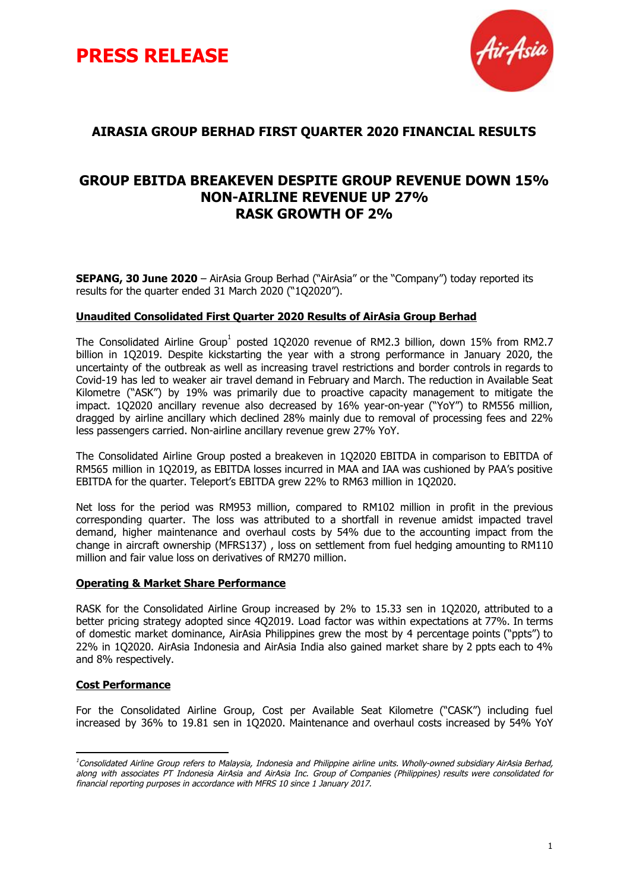# PRESS RELEASE

## AIRASIA GROUP BERHAD FIRST QUARTER 2020 FINANCIAL RESULTS

## GROUP EBITDA BREAKEVEN DESPITE GROUP REVENUE DOWN 15%
## NON-AIRLINE REVENUE UP 27%
## RASK GROWTH OF 2%

**SEPANG, 30 June 2020** – AirAsia Group Berhad ("AirAsia" or the "Company") today reported its results for the quarter ended 31 March 2020 ("1Q2020").

**Unaudited Consolidated First Quarter 2020 Results of AirAsia Group Berhad**

The Consolidated Airline Group[1] posted 1Q2020 revenue of RM2.3 billion, down 15% from RM2.7 billion in 1Q2019. Despite kickstarting the year with a strong performance in January 2020, the uncertainty of the outbreak as well as increasing travel restrictions and border controls in regards to Covid-19 has led to weaker air travel demand in February and March. The reduction in Available Seat Kilometre ("ASK") by 19% was primarily due to proactive capacity management to mitigate the impact. 1Q2020 ancillary revenue also decreased by 16% year-on-year ("YoY") to RM556 million, dragged by airline ancillary which declined 28% mainly due to removal of processing fees and 22% less passengers carried. Non-airline ancillary revenue grew 27% YoY.

The Consolidated Airline Group posted a breakeven in 1Q2020 EBITDA in comparison to EBITDA of RM565 million in 1Q2019, as EBITDA losses incurred in MAA and IAA was cushioned by PAA's positive EBITDA for the quarter. Teleport's EBITDA grew 22% to RM63 million in 1Q2020.

Net loss for the period was RM953 million, compared to RM102 million in profit in the previous corresponding quarter. The loss was attributed to a shortfall in revenue amidst impacted travel demand, higher maintenance and overhaul costs by 54% due to the accounting impact from the change in aircraft ownership (MFRS137) , loss on settlement from fuel hedging amounting to RM110 million and fair value loss on derivatives of RM270 million.

**Operating & Market Share Performance**

RASK for the Consolidated Airline Group increased by 2% to 15.33 sen in 1Q2020, attributed to a better pricing strategy adopted since 4Q2019. Load factor was within expectations at 77%. In terms of domestic market dominance, AirAsia Philippines grew the most by 4 percentage points ("ppts") to 22% in 1Q2020. AirAsia Indonesia and AirAsia India also gained market share by 2 ppts each to 4% and 8% respectively.

**Cost Performance**

For the Consolidated Airline Group, Cost per Available Seat Kilometre ("CASK") including fuel increased by 36% to 19.81 sen in 1Q2020. Maintenance and overhaul costs increased by 54% YoY

---

*[1]Consolidated Airline Group refers to Malaysia, Indonesia and Philippine airline units. Wholly-owned subsidiary AirAsia Berhad, along with associates PT Indonesia AirAsia and AirAsia Inc. Group of Companies (Philippines) results were consolidated for financial reporting purposes in accordance with MFRS 10 since 1 January 2017.*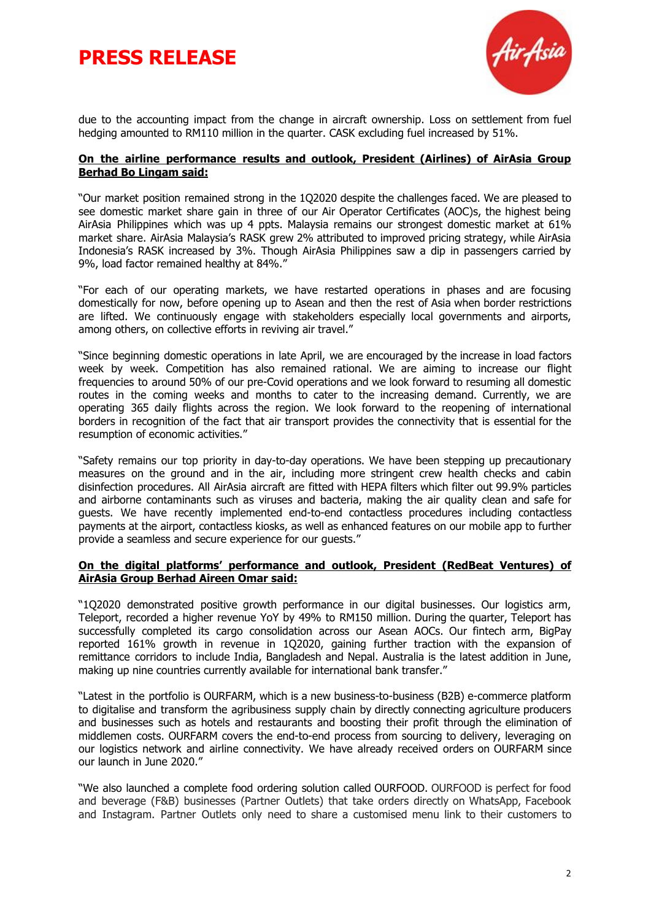due to the accounting impact from the change in aircraft ownership. Loss on settlement from fuel hedging amounted to RM110 million in the quarter. CASK excluding fuel increased by 51%.

**On the airline performance results and outlook, President (Airlines) of AirAsia Group Berhad Bo Lingam said:**

"Our market position remained strong in the 1Q2020 despite the challenges faced. We are pleased to see domestic market share gain in three of our Air Operator Certificates (AOC)s, the highest being AirAsia Philippines which was up 4 ppts. Malaysia remains our strongest domestic market at 61% market share. AirAsia Malaysia's RASK grew 2% attributed to improved pricing strategy, while AirAsia Indonesia's RASK increased by 3%. Though AirAsia Philippines saw a dip in passengers carried by 9%, load factor remained healthy at 84%."

"For each of our operating markets, we have restarted operations in phases and are focusing domestically for now, before opening up to Asean and then the rest of Asia when border restrictions are lifted. We continuously engage with stakeholders especially local governments and airports, among others, on collective efforts in reviving air travel."

"Since beginning domestic operations in late April, we are encouraged by the increase in load factors week by week. Competition has also remained rational. We are aiming to increase our flight frequencies to around 50% of our pre-Covid operations and we look forward to resuming all domestic routes in the coming weeks and months to cater to the increasing demand. Currently, we are operating 365 daily flights across the region. We look forward to the reopening of international borders in recognition of the fact that air transport provides the connectivity that is essential for the resumption of economic activities."

"Safety remains our top priority in day-to-day operations. We have been stepping up precautionary measures on the ground and in the air, including more stringent crew health checks and cabin disinfection procedures. All AirAsia aircraft are fitted with HEPA filters which filter out 99.9% particles and airborne contaminants such as viruses and bacteria, making the air quality clean and safe for guests. We have recently implemented end-to-end contactless procedures including contactless payments at the airport, contactless kiosks, as well as enhanced features on our mobile app to further provide a seamless and secure experience for our guests."

**On the digital platforms' performance and outlook, President (RedBeat Ventures) of AirAsia Group Berhad Aireen Omar said:**

"1Q2020 demonstrated positive growth performance in our digital businesses. Our logistics arm, Teleport, recorded a higher revenue YoY by 49% to RM150 million. During the quarter, Teleport has successfully completed its cargo consolidation across our Asean AOCs. Our fintech arm, BigPay reported 161% growth in revenue in 1Q2020, gaining further traction with the expansion of remittance corridors to include India, Bangladesh and Nepal. Australia is the latest addition in June, making up nine countries currently available for international bank transfer."

"Latest in the portfolio is OURFARM, which is a new business-to-business (B2B) e-commerce platform to digitalise and transform the agribusiness supply chain by directly connecting agriculture producers and businesses such as hotels and restaurants and boosting their profit through the elimination of middlemen costs. OURFARM covers the end-to-end process from sourcing to delivery, leveraging on our logistics network and airline connectivity. We have already received orders on OURFARM since our launch in June 2020."

"We also launched a complete food ordering solution called OURFOOD. OURFOOD is perfect for food and beverage (F&B) businesses (Partner Outlets) that take orders directly on WhatsApp, Facebook and Instagram. Partner Outlets only need to share a customised menu link to their customers to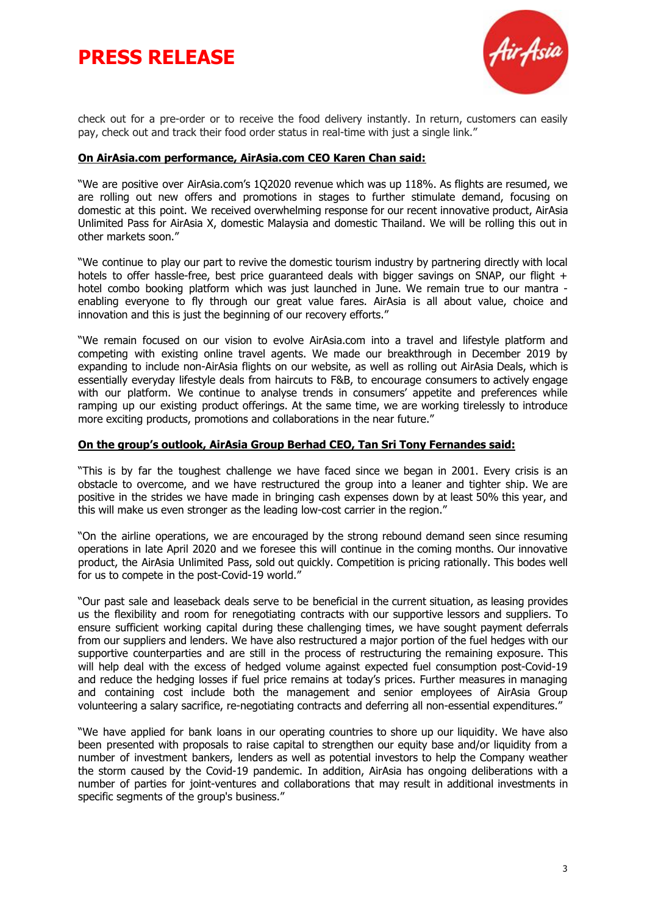check out for a pre-order or to receive the food delivery instantly. In return, customers can easily pay, check out and track their food order status in real-time with just a single link."

**On AirAsia.com performance, AirAsia.com CEO Karen Chan said:**

"We are positive over AirAsia.com's 1Q2020 revenue which was up 118%. As flights are resumed, we are rolling out new offers and promotions in stages to further stimulate demand, focusing on domestic at this point. We received overwhelming response for our recent innovative product, AirAsia Unlimited Pass for AirAsia X, domestic Malaysia and domestic Thailand. We will be rolling this out in other markets soon."

"We continue to play our part to revive the domestic tourism industry by partnering directly with local hotels to offer hassle-free, best price guaranteed deals with bigger savings on SNAP, our flight + hotel combo booking platform which was just launched in June. We remain true to our mantra - enabling everyone to fly through our great value fares. AirAsia is all about value, choice and innovation and this is just the beginning of our recovery efforts."

"We remain focused on our vision to evolve AirAsia.com into a travel and lifestyle platform and competing with existing online travel agents. We made our breakthrough in December 2019 by expanding to include non-AirAsia flights on our website, as well as rolling out AirAsia Deals, which is essentially everyday lifestyle deals from haircuts to F&B, to encourage consumers to actively engage with our platform. We continue to analyse trends in consumers' appetite and preferences while ramping up our existing product offerings. At the same time, we are working tirelessly to introduce more exciting products, promotions and collaborations in the near future."

**On the group's outlook, AirAsia Group Berhad CEO, Tan Sri Tony Fernandes said:**

"This is by far the toughest challenge we have faced since we began in 2001. Every crisis is an obstacle to overcome, and we have restructured the group into a leaner and tighter ship. We are positive in the strides we have made in bringing cash expenses down by at least 50% this year, and this will make us even stronger as the leading low-cost carrier in the region."

"On the airline operations, we are encouraged by the strong rebound demand seen since resuming operations in late April 2020 and we foresee this will continue in the coming months. Our innovative product, the AirAsia Unlimited Pass, sold out quickly. Competition is pricing rationally. This bodes well for us to compete in the post-Covid-19 world."

"Our past sale and leaseback deals serve to be beneficial in the current situation, as leasing provides us the flexibility and room for renegotiating contracts with our supportive lessors and suppliers. To ensure sufficient working capital during these challenging times, we have sought payment deferrals from our suppliers and lenders. We have also restructured a major portion of the fuel hedges with our supportive counterparties and are still in the process of restructuring the remaining exposure. This will help deal with the excess of hedged volume against expected fuel consumption post-Covid-19 and reduce the hedging losses if fuel price remains at today's prices. Further measures in managing and containing cost include both the management and senior employees of AirAsia Group volunteering a salary sacrifice, re-negotiating contracts and deferring all non-essential expenditures."

"We have applied for bank loans in our operating countries to shore up our liquidity. We have also been presented with proposals to raise capital to strengthen our equity base and/or liquidity from a number of investment bankers, lenders as well as potential investors to help the Company weather the storm caused by the Covid-19 pandemic. In addition, AirAsia has ongoing deliberations with a number of parties for joint-ventures and collaborations that may result in additional investments in specific segments of the group's business."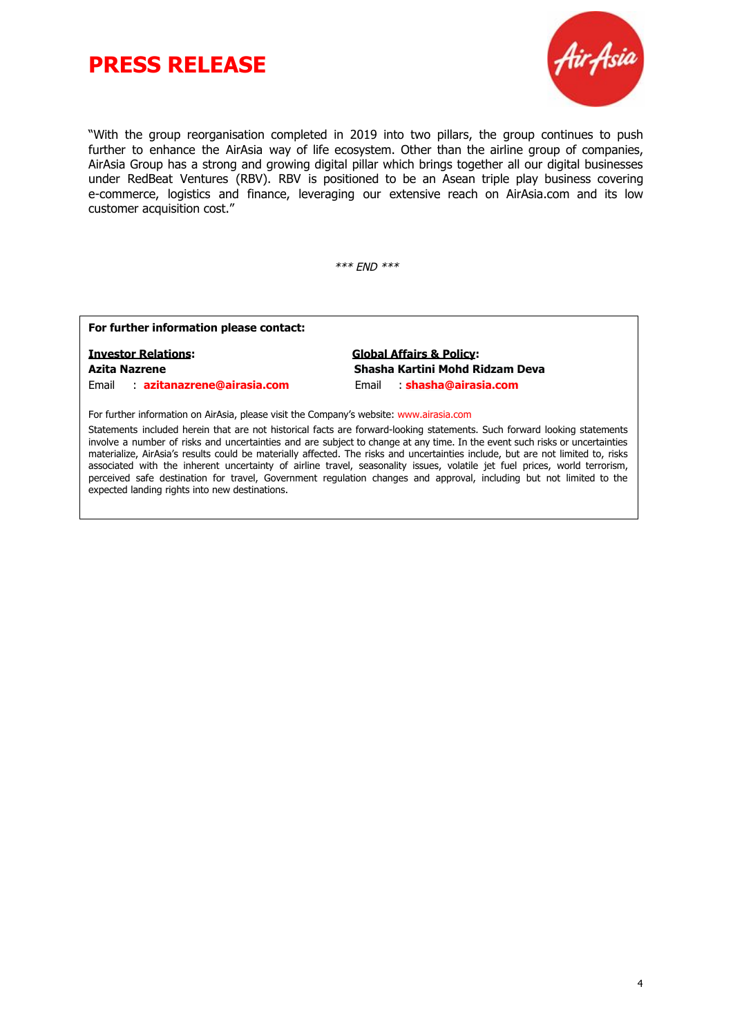# PRESS RELEASE

"With the group reorganisation completed in 2019 into two pillars, the group continues to push further to enhance the AirAsia way of life ecosystem. Other than the airline group of companies, AirAsia Group has a strong and growing digital pillar which brings together all our digital businesses under RedBeat Ventures (RBV). RBV is positioned to be an Asean triple play business covering e-commerce, logistics and finance, leveraging our extensive reach on AirAsia.com and its low customer acquisition cost."

*** END ***

**For further information please contact:**

**Investor Relations:**
**Azita Nazrene**
Email : **azitanazrene@airasia.com**

**Global Affairs & Policy:**
**Shasha Kartini Mohd Ridzam Deva**
Email : **shasha@airasia.com**

For further information on AirAsia, please visit the Company's website: www.airasia.com

Statements included herein that are not historical facts are forward-looking statements. Such forward looking statements involve a number of risks and uncertainties and are subject to change at any time. In the event such risks or uncertainties materialize, AirAsia's results could be materially affected. The risks and uncertainties include, but are not limited to, risks associated with the inherent uncertainty of airline travel, seasonality issues, volatile jet fuel prices, world terrorism, perceived safe destination for travel, Government regulation changes and approval, including but not limited to the expected landing rights into new destinations.